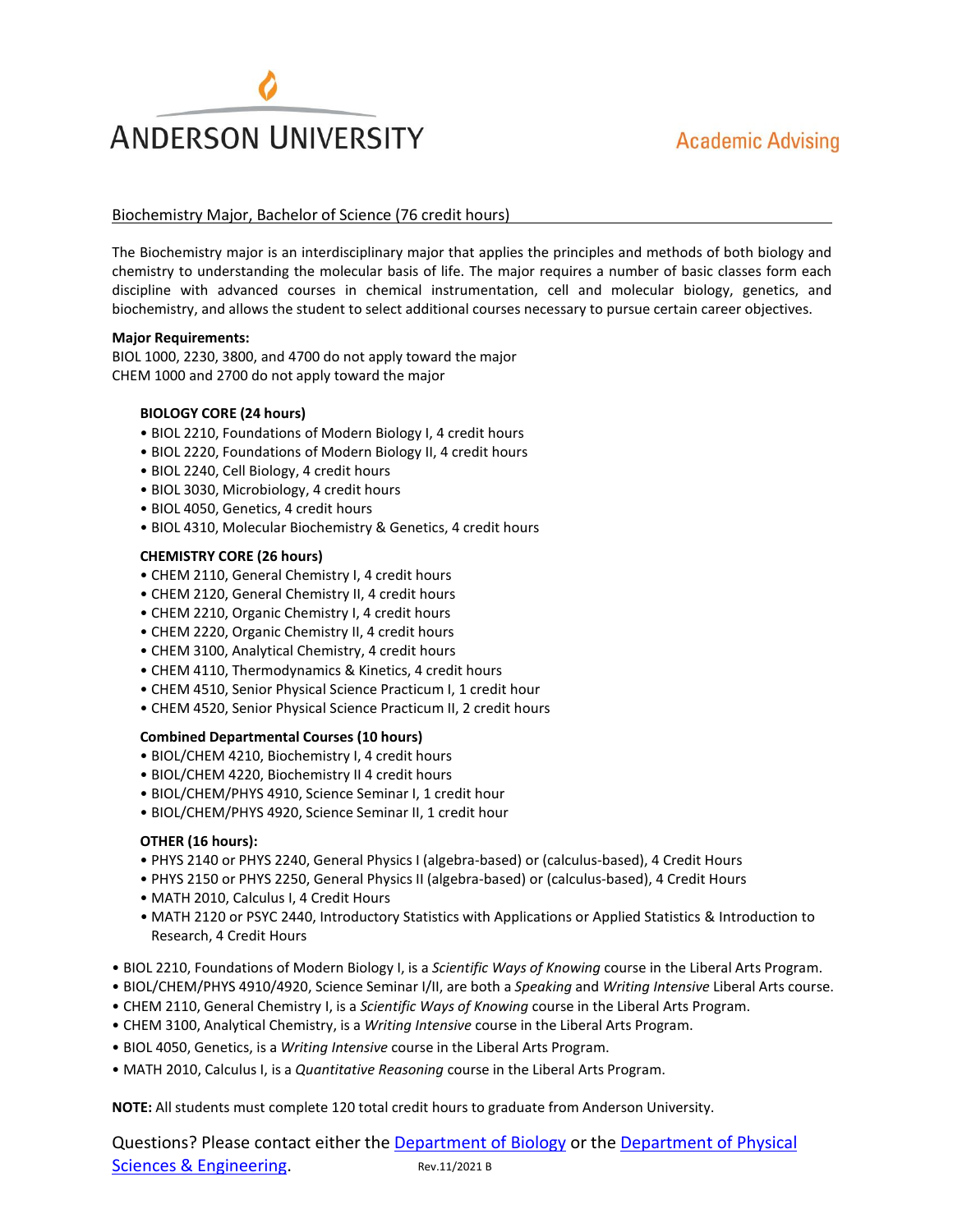# ANDERSON UNIVERSITY

Academic Advising

## Biochemistry Major, Bachelor of Science (76 credit hours)

The Biochemistry major is an interdisciplinary major that applies the principles and methods of both biology and chemistry to understanding the molecular basis of life. The major requires a number of basic classes form each discipline with advanced courses in chemical instrumentation, cell and molecular biology, genetics, and biochemistry, and allows the student to select additional courses necessary to pursue certain career objectives.

**Major Requirements:**
BIOL 1000, 2230, 3800, and 4700 do not apply toward the major
CHEM 1000 and 2700 do not apply toward the major

**BIOLOGY CORE (24 hours)**

- BIOL 2210, Foundations of Modern Biology I, 4 credit hours
- BIOL 2220, Foundations of Modern Biology II, 4 credit hours
- BIOL 2240, Cell Biology, 4 credit hours
- BIOL 3030, Microbiology, 4 credit hours
- BIOL 4050, Genetics, 4 credit hours
- BIOL 4310, Molecular Biochemistry & Genetics, 4 credit hours

**CHEMISTRY CORE (26 hours)**

- CHEM 2110, General Chemistry I, 4 credit hours
- CHEM 2120, General Chemistry II, 4 credit hours
- CHEM 2210, Organic Chemistry I, 4 credit hours
- CHEM 2220, Organic Chemistry II, 4 credit hours
- CHEM 3100, Analytical Chemistry, 4 credit hours
- CHEM 4110, Thermodynamics & Kinetics, 4 credit hours
- CHEM 4510, Senior Physical Science Practicum I, 1 credit hour
- CHEM 4520, Senior Physical Science Practicum II, 2 credit hours

**Combined Departmental Courses (10 hours)**

- BIOL/CHEM 4210, Biochemistry I, 4 credit hours
- BIOL/CHEM 4220, Biochemistry II 4 credit hours
- BIOL/CHEM/PHYS 4910, Science Seminar I, 1 credit hour
- BIOL/CHEM/PHYS 4920, Science Seminar II, 1 credit hour

**OTHER (16 hours):**

- PHYS 2140 or PHYS 2240, General Physics I (algebra-based) or (calculus-based), 4 Credit Hours
- PHYS 2150 or PHYS 2250, General Physics II (algebra-based) or (calculus-based), 4 Credit Hours
- MATH 2010, Calculus I, 4 Credit Hours
- MATH 2120 or PSYC 2440, Introductory Statistics with Applications or Applied Statistics & Introduction to Research, 4 Credit Hours

- BIOL 2210, Foundations of Modern Biology I, is a *Scientific Ways of Knowing* course in the Liberal Arts Program.
- BIOL/CHEM/PHYS 4910/4920, Science Seminar I/II, are both a *Speaking* and *Writing Intensive* Liberal Arts course.
- CHEM 2110, General Chemistry I, is a *Scientific Ways of Knowing* course in the Liberal Arts Program.
- CHEM 3100, Analytical Chemistry, is a *Writing Intensive* course in the Liberal Arts Program.
- BIOL 4050, Genetics, is a *Writing Intensive* course in the Liberal Arts Program.
- MATH 2010, Calculus I, is a *Quantitative Reasoning* course in the Liberal Arts Program.

**NOTE:** All students must complete 120 total credit hours to graduate from Anderson University.

Questions? Please contact either the Department of Biology or the Department of Physical Sciences & Engineering.

Rev.11/2021 B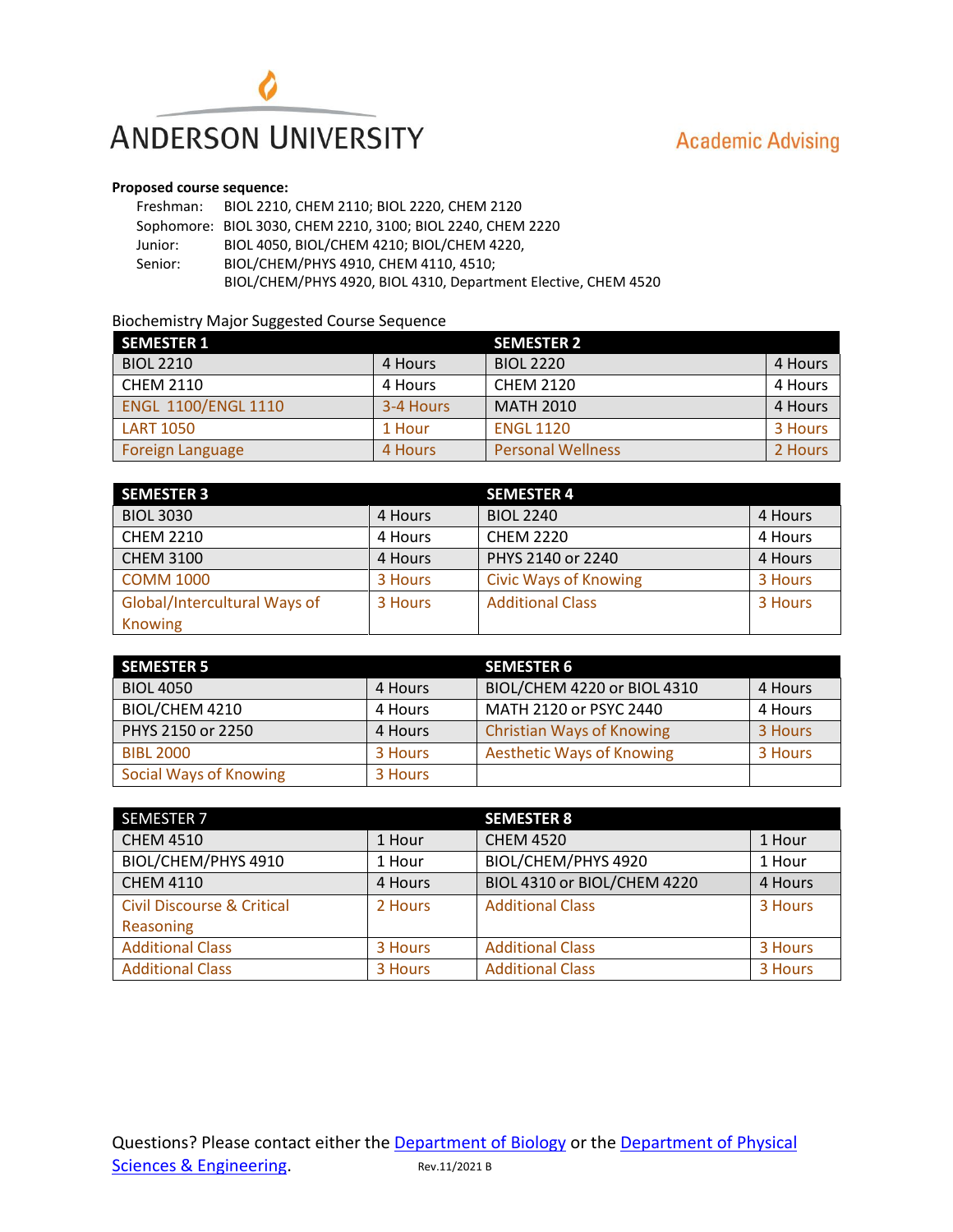# ANDERSON UNIVERSITY

Academic Advising

**Proposed course sequence:**

Freshman: BIOL 2210, CHEM 2110; BIOL 2220, CHEM 2120
Sophomore: BIOL 3030, CHEM 2210, 3100; BIOL 2240, CHEM 2220
Junior: BIOL 4050, BIOL/CHEM 4210; BIOL/CHEM 4220,
Senior: BIOL/CHEM/PHYS 4910, CHEM 4110, 4510; BIOL/CHEM/PHYS 4920, BIOL 4310, Department Elective, CHEM 4520

Biochemistry Major Suggested Course Sequence

| SEMESTER 1 | | SEMESTER 2 | |
|---|---|---|---|
| BIOL 2210 | 4 Hours | BIOL 2220 | 4 Hours |
| CHEM 2110 | 4 Hours | CHEM 2120 | 4 Hours |
| ENGL 1100/ENGL 1110 | 3-4 Hours | MATH 2010 | 4 Hours |
| LART 1050 | 1 Hour | ENGL 1120 | 3 Hours |
| Foreign Language | 4 Hours | Personal Wellness | 2 Hours |

| SEMESTER 3 | | SEMESTER 4 | |
|---|---|---|---|
| BIOL 3030 | 4 Hours | BIOL 2240 | 4 Hours |
| CHEM 2210 | 4 Hours | CHEM 2220 | 4 Hours |
| CHEM 3100 | 4 Hours | PHYS 2140 or 2240 | 4 Hours |
| COMM 1000 | 3 Hours | Civic Ways of Knowing | 3 Hours |
| Global/Intercultural Ways of Knowing | 3 Hours | Additional Class | 3 Hours |

| SEMESTER 5 | | SEMESTER 6 | |
|---|---|---|---|
| BIOL 4050 | 4 Hours | BIOL/CHEM 4220 or BIOL 4310 | 4 Hours |
| BIOL/CHEM 4210 | 4 Hours | MATH 2120 or PSYC 2440 | 4 Hours |
| PHYS 2150 or 2250 | 4 Hours | Christian Ways of Knowing | 3 Hours |
| BIBL 2000 | 3 Hours | Aesthetic Ways of Knowing | 3 Hours |
| Social Ways of Knowing | 3 Hours | | |

| SEMESTER 7 | | SEMESTER 8 | |
|---|---|---|---|
| CHEM 4510 | 1 Hour | CHEM 4520 | 1 Hour |
| BIOL/CHEM/PHYS 4910 | 1 Hour | BIOL/CHEM/PHYS 4920 | 1 Hour |
| CHEM 4110 | 4 Hours | BIOL 4310 or BIOL/CHEM 4220 | 4 Hours |
| Civil Discourse & Critical Reasoning | 2 Hours | Additional Class | 3 Hours |
| Additional Class | 3 Hours | Additional Class | 3 Hours |
| Additional Class | 3 Hours | Additional Class | 3 Hours |

Questions? Please contact either the Department of Biology or the Department of Physical Sciences & Engineering.

Rev.11/2021 B